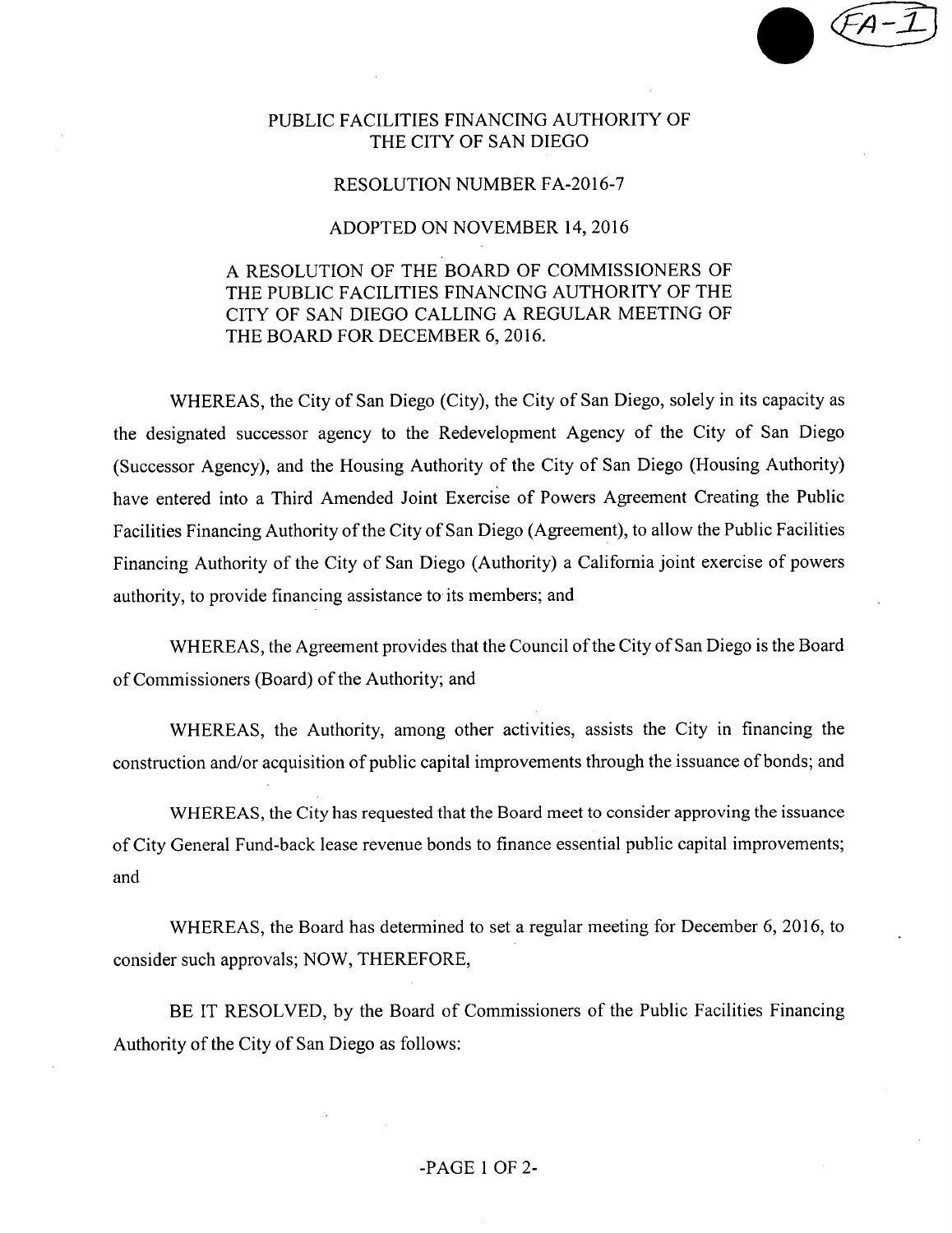# PUBLIC FACILITIES FINANCING AUTHORITY OF THE CITY OF SAN DIEGO

## RESOLUTION NUMBER FA-2016-7

## ADOPTED ON NOVEMBER 14, 2016

A RESOLUTION OF THE BOARD OF COMMISSIONERS OF THE PUBLIC FACILITIES FINANCING AUTHORITY OF THE CITY OF SAN DIEGO CALLING A REGULAR MEETING OF THE BOARD FOR DECEMBER 6, 2016.

WHEREAS, the City of San Diego (City), the City of San Diego, solely in its capacity as the designated successor agency to the Redevelopment Agency of the City of San Diego (Successor Agency), and the Housing Authority of the City of San Diego (Housing Authority) have entered into a Third Amended Joint Exercise of Powers Agreement Creating the Public Facilities Financing Authority of the City of San Diego (Agreement), to allow the Public Facilities Financing Authority of the City of San Diego (Authority) a California joint exercise of powers authority, to provide financing assistance to its members; and

WHEREAS, the Agreement provides that the Council of the City of San Diego is the Board of Commissioners (Board) of the Authority; and

WHEREAS, the Authority, among other activities, assists the City in financing the construction and/or acquisition of public capital improvements through the issuance of bonds; and

WHEREAS, the City has requested that the Board meet to consider approving the issuance of City General Fund-back lease revenue bonds to finance essential public capital improvements; and

WHEREAS, the Board has determined to set a regular meeting for December 6, 2016, to consider such approvals; NOW, THEREFORE,

BE IT RESOLVED, by the Board of Commissioners of the Public Facilities Financing Authority of the City of San Diego as follows: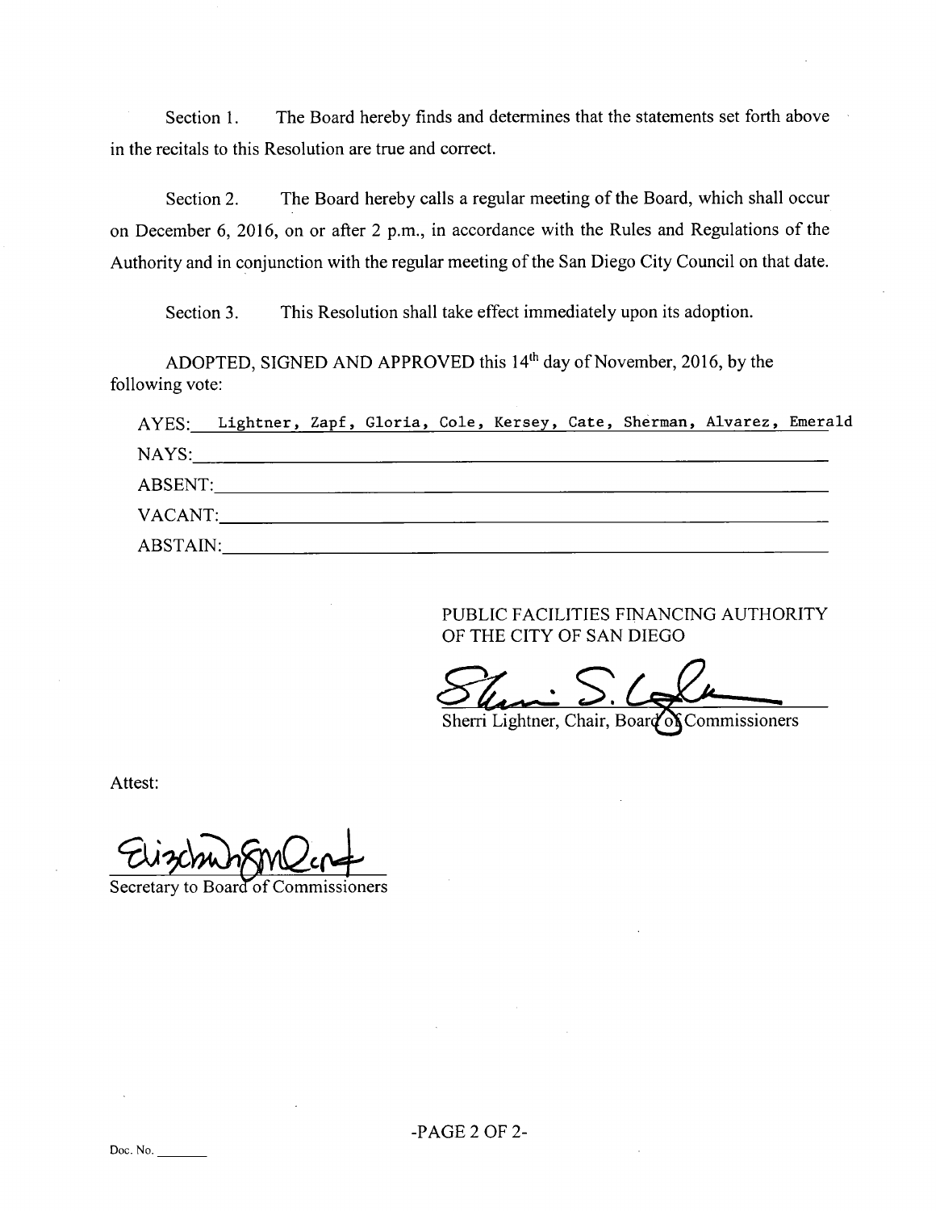Section 1. The Board hereby finds and determines that the statements set forth above in the recitals to this Resolution are true and correct.

Section 2. The Board hereby calls a regular meeting of the Board, which shall occur on December 6, 2016, on or after 2 p.m., in accordance with the Rules and Regulations of the Authority and in conjunction with the regular meeting of the San Diego City Council on that date.

Section 3. This Resolution shall take effect immediately upon its adoption.

ADOPTED, SIGNED AND APPROVED this 14th day of November, 2016, by the following vote:

AYES: Lightner, Zapf, Gloria, Cole, Kersey, Cate, Sherman, Alvarez, Emerald

NAYS: ______

ABSENT: ______

VACANT: ______

ABSTAIN: ______

PUBLIC FACILITIES FINANCING AUTHORITY
OF THE CITY OF SAN DIEGO

Sherri Lightner, Chair, Board of Commissioners

Attest:

Secretary to Board of Commissioners

Doc. No. ______